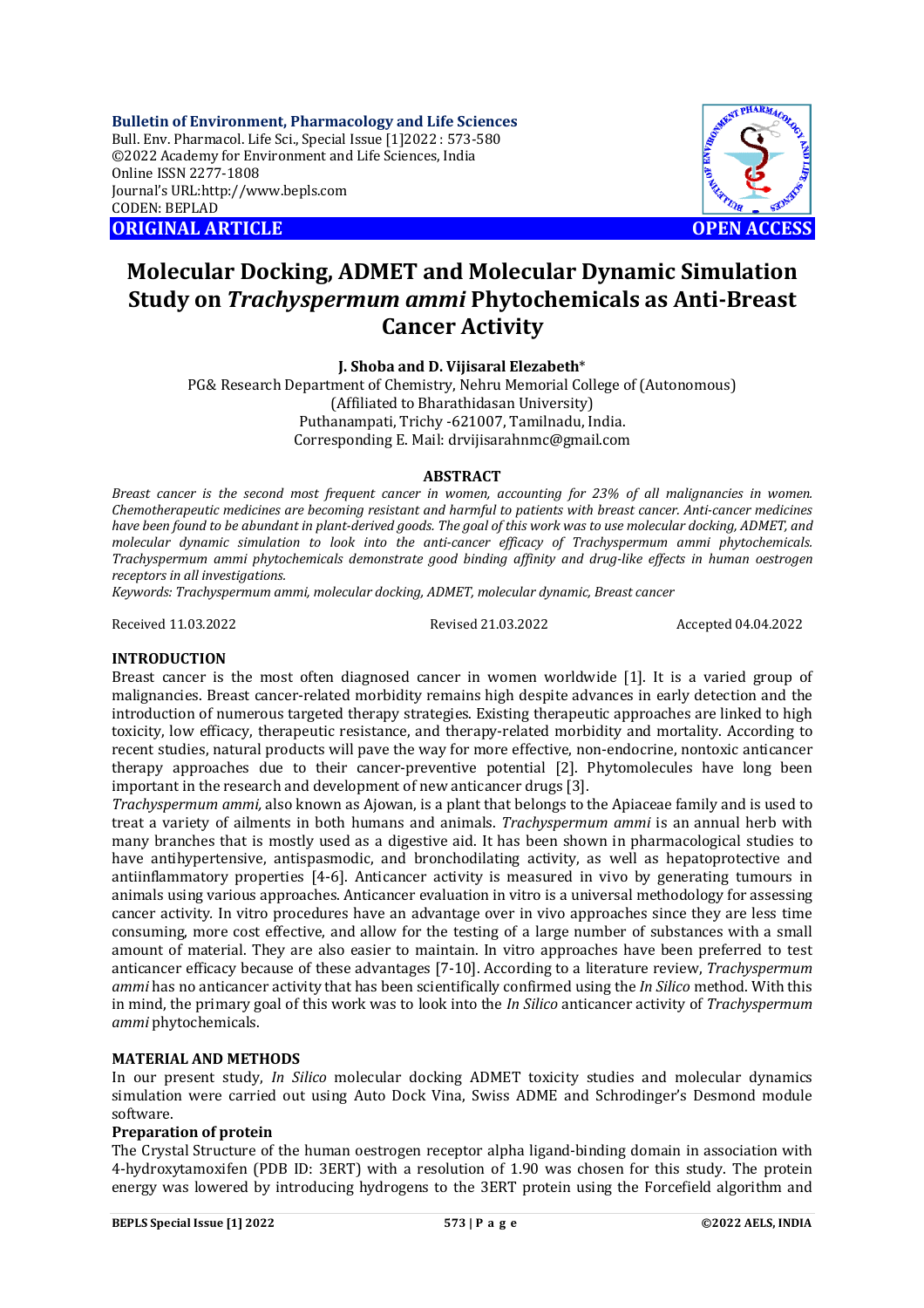**Bulletin of Environment, Pharmacology and Life Sciences**
Bull. Env. Pharmacol. Life Sci., Special Issue [1]2022 : 573-580
©2022 Academy for Environment and Life Sciences, India
Online ISSN 2277-1808
Journal's URL:http://www.bepls.com
CODEN: BEPLAD

**ORIGINAL ARTICLE** **OPEN ACCESS**

# Molecular Docking, ADMET and Molecular Dynamic Simulation Study on *Trachyspermum ammi* Phytochemicals as Anti-Breast Cancer Activity

**J. Shoba and D. Vijisaral Elezabeth***

PG& Research Department of Chemistry, Nehru Memorial College of (Autonomous)
(Affiliated to Bharathidasan University)
Puthanampati, Trichy -621007, Tamilnadu, India.
Corresponding E. Mail: drvijisarahnmc@gmail.com

## ABSTRACT

*Breast cancer is the second most frequent cancer in women, accounting for 23% of all malignancies in women. Chemotherapeutic medicines are becoming resistant and harmful to patients with breast cancer. Anti-cancer medicines have been found to be abundant in plant-derived goods. The goal of this work was to use molecular docking, ADMET, and molecular dynamic simulation to look into the anti-cancer efficacy of Trachyspermum ammi phytochemicals. Trachyspermum ammi phytochemicals demonstrate good binding affinity and drug-like effects in human oestrogen receptors in all investigations.*

*Keywords: Trachyspermum ammi, molecular docking, ADMET, molecular dynamic, Breast cancer*

Received 11.03.2022 Revised 21.03.2022 Accepted 04.04.2022

## INTRODUCTION

Breast cancer is the most often diagnosed cancer in women worldwide [1]. It is a varied group of malignancies. Breast cancer-related morbidity remains high despite advances in early detection and the introduction of numerous targeted therapy strategies. Existing therapeutic approaches are linked to high toxicity, low efficacy, therapeutic resistance, and therapy-related morbidity and mortality. According to recent studies, natural products will pave the way for more effective, non-endocrine, nontoxic anticancer therapy approaches due to their cancer-preventive potential [2]. Phytomolecules have long been important in the research and development of new anticancer drugs [3].

*Trachyspermum ammi,* also known as Ajowan, is a plant that belongs to the Apiaceae family and is used to treat a variety of ailments in both humans and animals. *Trachyspermum ammi* is an annual herb with many branches that is mostly used as a digestive aid. It has been shown in pharmacological studies to have antihypertensive, antispasmodic, and bronchodilating activity, as well as hepatoprotective and antiinflammatory properties [4-6]. Anticancer activity is measured in vivo by generating tumours in animals using various approaches. Anticancer evaluation in vitro is a universal methodology for assessing cancer activity. In vitro procedures have an advantage over in vivo approaches since they are less time consuming, more cost effective, and allow for the testing of a large number of substances with a small amount of material. They are also easier to maintain. In vitro approaches have been preferred to test anticancer efficacy because of these advantages [7-10]. According to a literature review, *Trachyspermum ammi* has no anticancer activity that has been scientifically confirmed using the *In Silico* method. With this in mind, the primary goal of this work was to look into the *In Silico* anticancer activity of *Trachyspermum ammi* phytochemicals.

## MATERIAL AND METHODS

In our present study, *In Silico* molecular docking ADMET toxicity studies and molecular dynamics simulation were carried out using Auto Dock Vina, Swiss ADME and Schrodinger's Desmond module software.

### Preparation of protein

The Crystal Structure of the human oestrogen receptor alpha ligand-binding domain in association with 4-hydroxytamoxifen (PDB ID: 3ERT) with a resolution of 1.90 was chosen for this study. The protein energy was lowered by introducing hydrogens to the 3ERT protein using the Forcefield algorithm and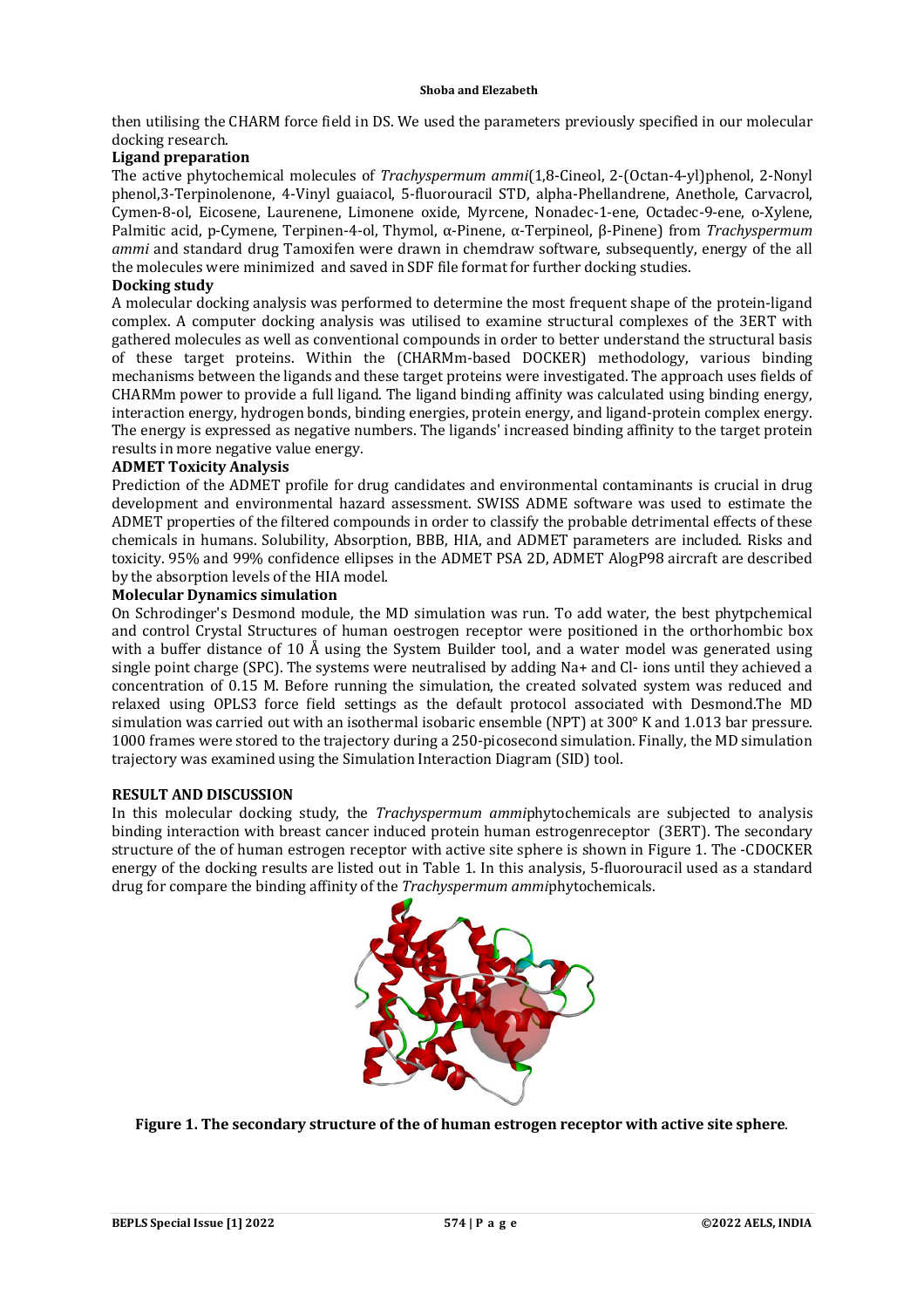then utilising the CHARM force field in DS. We used the parameters previously specified in our molecular docking research.

**Ligand preparation**

The active phytochemical molecules of *Trachyspermum ammi*(1,8-Cineol, 2-(Octan-4-yl)phenol, 2-Nonyl phenol,3-Terpinolenone, 4-Vinyl guaiacol, 5-fluorouracil STD, alpha-Phellandrene, Anethole, Carvacrol, Cymen-8-ol, Eicosene, Laurenene, Limonene oxide, Myrcene, Nonadec-1-ene, Octadec-9-ene, o-Xylene, Palmitic acid, p-Cymene, Terpinen-4-ol, Thymol, α-Pinene, α-Terpineol, β-Pinene) from *Trachyspermum ammi* and standard drug Tamoxifen were drawn in chemdraw software, subsequently, energy of the all the molecules were minimized and saved in SDF file format for further docking studies.

**Docking study**

A molecular docking analysis was performed to determine the most frequent shape of the protein-ligand complex. A computer docking analysis was utilised to examine structural complexes of the 3ERT with gathered molecules as well as conventional compounds in order to better understand the structural basis of these target proteins. Within the (CHARMm-based DOCKER) methodology, various binding mechanisms between the ligands and these target proteins were investigated. The approach uses fields of CHARMm power to provide a full ligand. The ligand binding affinity was calculated using binding energy, interaction energy, hydrogen bonds, binding energies, protein energy, and ligand-protein complex energy. The energy is expressed as negative numbers. The ligands' increased binding affinity to the target protein results in more negative value energy.

**ADMET Toxicity Analysis**

Prediction of the ADMET profile for drug candidates and environmental contaminants is crucial in drug development and environmental hazard assessment. SWISS ADME software was used to estimate the ADMET properties of the filtered compounds in order to classify the probable detrimental effects of these chemicals in humans. Solubility, Absorption, BBB, HIA, and ADMET parameters are included. Risks and toxicity. 95% and 99% confidence ellipses in the ADMET PSA 2D, ADMET AlogP98 aircraft are described by the absorption levels of the HIA model.

**Molecular Dynamics simulation**

On Schrodinger's Desmond module, the MD simulation was run. To add water, the best phytpchemical and control Crystal Structures of human oestrogen receptor were positioned in the orthorhombic box with a buffer distance of 10 Å using the System Builder tool, and a water model was generated using single point charge (SPC). The systems were neutralised by adding Na+ and Cl- ions until they achieved a concentration of 0.15 M. Before running the simulation, the created solvated system was reduced and relaxed using OPLS3 force field settings as the default protocol associated with Desmond.The MD simulation was carried out with an isothermal isobaric ensemble (NPT) at 300° K and 1.013 bar pressure. 1000 frames were stored to the trajectory during a 250-picosecond simulation. Finally, the MD simulation trajectory was examined using the Simulation Interaction Diagram (SID) tool.

**RESULT AND DISCUSSION**

In this molecular docking study, the *Trachyspermum ammi*phytochemicals are subjected to analysis binding interaction with breast cancer induced protein human estrogenreceptor (3ERT). The secondary structure of the of human estrogen receptor with active site sphere is shown in Figure 1. The -CDOCKER energy of the docking results are listed out in Table 1. In this analysis, 5-fluorouracil used as a standard drug for compare the binding affinity of the *Trachyspermum ammi*phytochemicals.

**Figure 1. The secondary structure of the of human estrogen receptor with active site sphere**.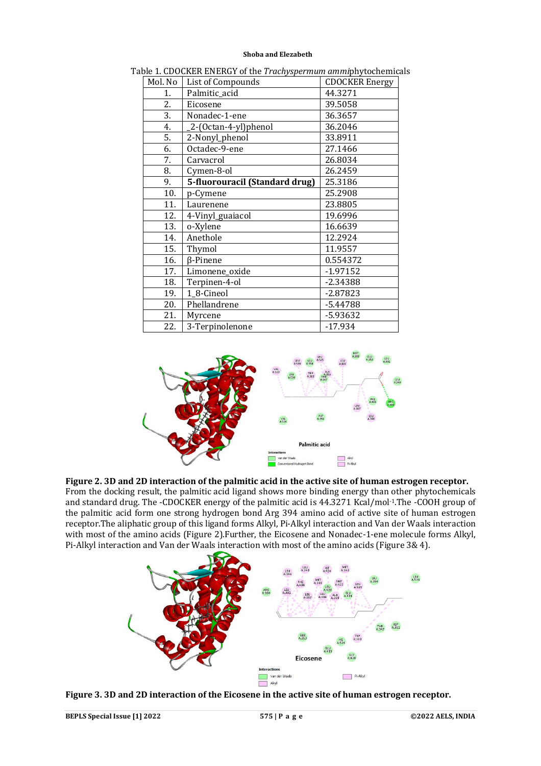Table 1. CDOCKER ENERGY of the *Trachyspermum ammi*phytochemicals

| Mol. No | List of Compounds | CDOCKER Energy |
|---|---|---|
| 1. | Palmitic_acid | 44.3271 |
| 2. | Eicosene | 39.5058 |
| 3. | Nonadec-1-ene | 36.3657 |
| 4. | _2-(Octan-4-yl)phenol | 36.2046 |
| 5. | 2-Nonyl_phenol | 33.8911 |
| 6. | Octadec-9-ene | 27.1466 |
| 7. | Carvacrol | 26.8034 |
| 8. | Cymen-8-ol | 26.2459 |
| 9. | **5-fluorouracil (Standard drug)** | 25.3186 |
| 10. | p-Cymene | 25.2908 |
| 11. | Laurenene | 23.8805 |
| 12. | 4-Vinyl_guaiacol | 19.6996 |
| 13. | o-Xylene | 16.6639 |
| 14. | Anethole | 12.2924 |
| 15. | Thymol | 11.9557 |
| 16. | β-Pinene | 0.554372 |
| 17. | Limonene_oxide | -1.97152 |
| 18. | Terpinen-4-ol | -2.34388 |
| 19. | 1_8-Cineol | -2.87823 |
| 20. | Phellandrene | -5.44788 |
| 21. | Myrcene | -5.93632 |
| 22. | 3-Terpinolenone | -17.934 |

**Figure 2. 3D and 2D interaction of the palmitic acid in the active site of human estrogen receptor.**

From the docking result, the palmitic acid ligand shows more binding energy than other phytochemicals and standard drug. The -CDOCKER energy of the palmitic acid is 44.3271 Kcal/mol$^{-1}$.The -COOH group of the palmitic acid form one strong hydrogen bond Arg 394 amino acid of active site of human estrogen receptor.The aliphatic group of this ligand forms Alkyl, Pi-Alkyl interaction and Van der Waals interaction with most of the amino acids (Figure 2).Further, the Eicosene and Nonadec-1-ene molecule forms Alkyl, Pi-Alkyl interaction and Van der Waals interaction with most of the amino acids (Figure 3& 4).

**Figure 3. 3D and 2D interaction of the Eicosene in the active site of human estrogen receptor.**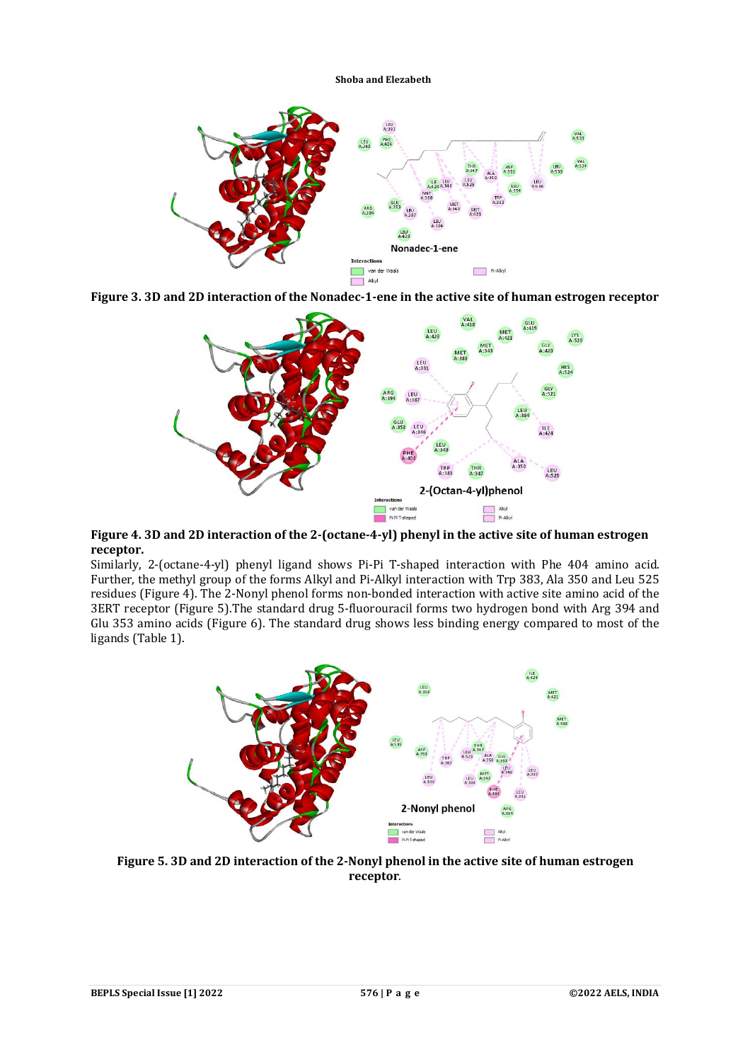**Figure 3. 3D and 2D interaction of the Nonadec-1-ene in the active site of human estrogen receptor**

**Figure 4. 3D and 2D interaction of the 2-(octane-4-yl) phenyl in the active site of human estrogen receptor.**

Similarly, 2-(octane-4-yl) phenyl ligand shows Pi-Pi T-shaped interaction with Phe 404 amino acid. Further, the methyl group of the forms Alkyl and Pi-Alkyl interaction with Trp 383, Ala 350 and Leu 525 residues (Figure 4). The 2-Nonyl phenol forms non-bonded interaction with active site amino acid of the 3ERT receptor (Figure 5).The standard drug 5-fluorouracil forms two hydrogen bond with Arg 394 and Glu 353 amino acids (Figure 6). The standard drug shows less binding energy compared to most of the ligands (Table 1).

**Figure 5. 3D and 2D interaction of the 2-Nonyl phenol in the active site of human estrogen receptor.**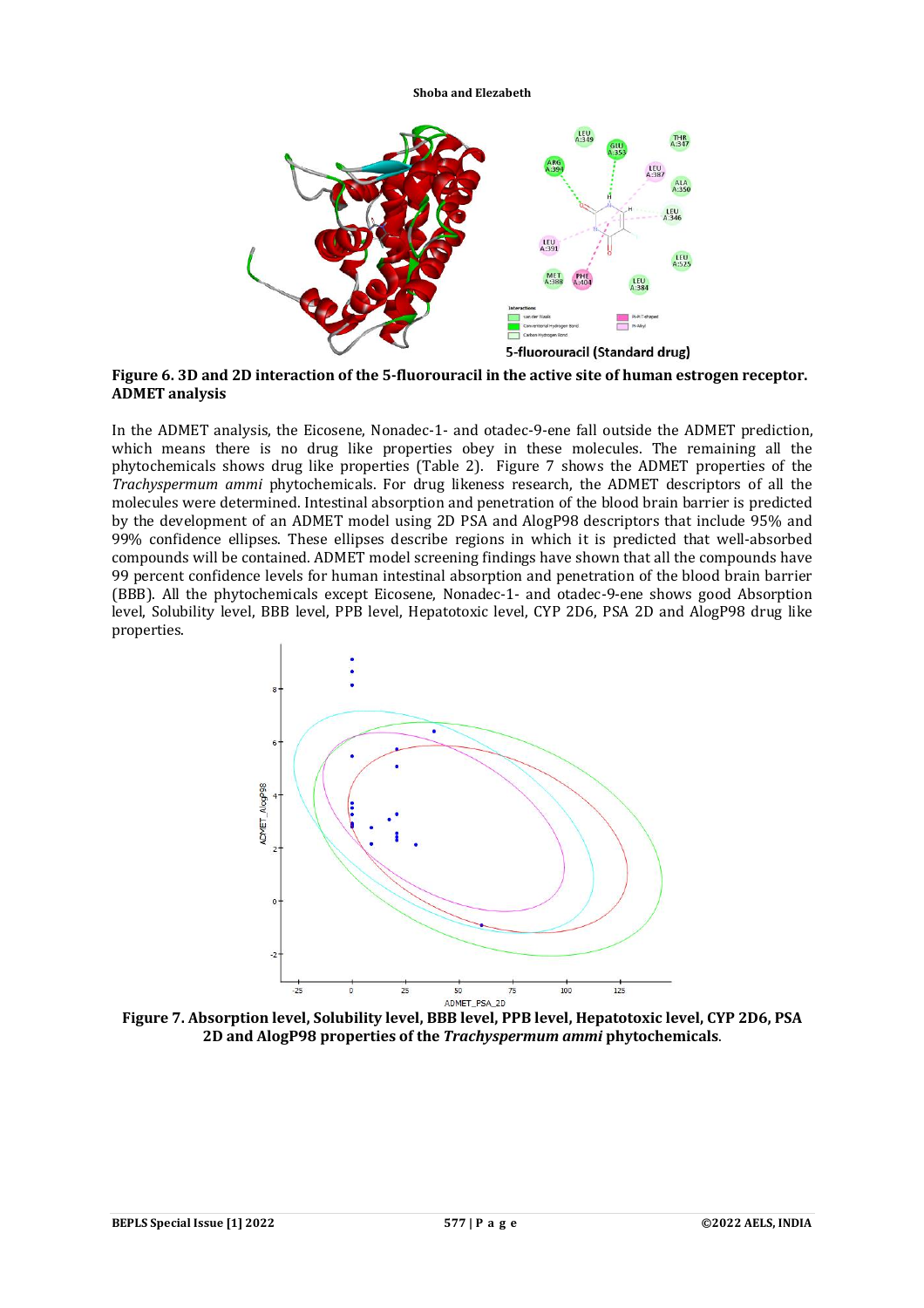**Figure 6. 3D and 2D interaction of the 5-fluorouracil in the active site of human estrogen receptor.**

## ADMET analysis

In the ADMET analysis, the Eicosene, Nonadec-1- and otadec-9-ene fall outside the ADMET prediction, which means there is no drug like properties obey in these molecules. The remaining all the phytochemicals shows drug like properties (Table 2). Figure 7 shows the ADMET properties of the *Trachyspermum ammi* phytochemicals. For drug likeness research, the ADMET descriptors of all the molecules were determined. Intestinal absorption and penetration of the blood brain barrier is predicted by the development of an ADMET model using 2D PSA and AlogP98 descriptors that include 95% and 99% confidence ellipses. These ellipses describe regions in which it is predicted that well-absorbed compounds will be contained. ADMET model screening findings have shown that all the compounds have 99 percent confidence levels for human intestinal absorption and penetration of the blood brain barrier (BBB). All the phytochemicals except Eicosene, Nonadec-1- and otadec-9-ene shows good Absorption level, Solubility level, BBB level, PPB level, Hepatotoxic level, CYP 2D6, PSA 2D and AlogP98 drug like properties.

**Figure 7. Absorption level, Solubility level, BBB level, PPB level, Hepatotoxic level, CYP 2D6, PSA 2D and AlogP98 properties of the *Trachyspermum ammi* phytochemicals**.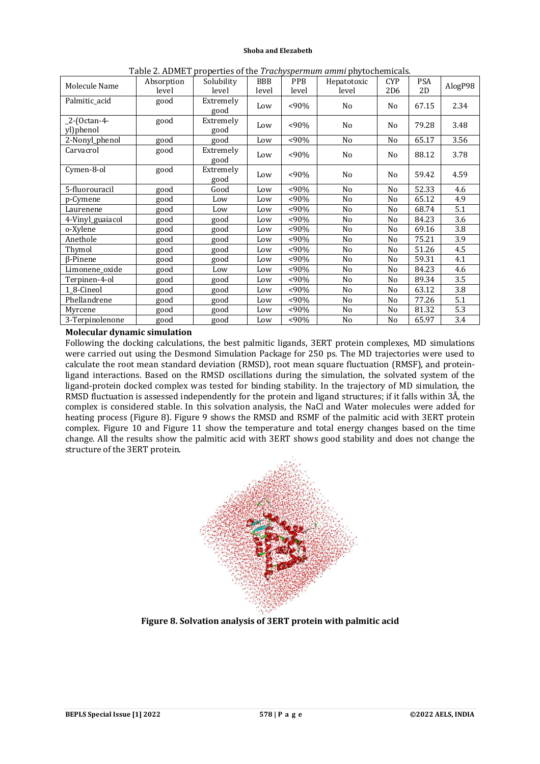Table 2. ADMET properties of the *Trachyspermum ammi* phytochemicals.

| Molecule Name | Absorption level | Solubility level | BBB level | PPB level | Hepatotoxic level | CYP 2D6 | PSA 2D | AlogP98 |
|---|---|---|---|---|---|---|---|---|
| Palmitic_acid | good | Extremely good | Low | <90% | No | No | 67.15 | 2.34 |
| _2-(Octan-4-yl)phenol | good | Extremely good | Low | <90% | No | No | 79.28 | 3.48 |
| 2-Nonyl_phenol | good | good | Low | <90% | No | No | 65.17 | 3.56 |
| Carvacrol | good | Extremely good | Low | <90% | No | No | 88.12 | 3.78 |
| Cymen-8-ol | good | Extremely good | Low | <90% | No | No | 59.42 | 4.59 |
| 5-fluorouracil | good | Good | Low | <90% | No | No | 52.33 | 4.6 |
| p-Cymene | good | Low | Low | <90% | No | No | 65.12 | 4.9 |
| Laurenene | good | Low | Low | <90% | No | No | 68.74 | 5.1 |
| 4-Vinyl_guaiacol | good | good | Low | <90% | No | No | 84.23 | 3.6 |
| o-Xylene | good | good | Low | <90% | No | No | 69.16 | 3.8 |
| Anethole | good | good | Low | <90% | No | No | 75.21 | 3.9 |
| Thymol | good | good | Low | <90% | No | No | 51.26 | 4.5 |
| β-Pinene | good | good | Low | <90% | No | No | 59.31 | 4.1 |
| Limonene_oxide | good | Low | Low | <90% | No | No | 84.23 | 4.6 |
| Terpinen-4-ol | good | good | Low | <90% | No | No | 89.34 | 3.5 |
| 1_8-Cineol | good | good | Low | <90% | No | No | 63.12 | 3.8 |
| Phellandrene | good | good | Low | <90% | No | No | 77.26 | 5.1 |
| Myrcene | good | good | Low | <90% | No | No | 81.32 | 5.3 |
| 3-Terpinolenone | good | good | Low | <90% | No | No | 65.97 | 3.4 |

**Molecular dynamic simulation**

Following the docking calculations, the best palmitic ligands, 3ERT protein complexes, MD simulations were carried out using the Desmond Simulation Package for 250 ps. The MD trajectories were used to calculate the root mean standard deviation (RMSD), root mean square fluctuation (RMSF), and protein-ligand interactions. Based on the RMSD oscillations during the simulation, the solvated system of the ligand-protein docked complex was tested for binding stability. In the trajectory of MD simulation, the RMSD fluctuation is assessed independently for the protein and ligand structures; if it falls within 3Å, the complex is considered stable. In this solvation analysis, the NaCl and Water molecules were added for heating process (Figure 8). Figure 9 shows the RMSD and RSMF of the palmitic acid with 3ERT protein complex. Figure 10 and Figure 11 show the temperature and total energy changes based on the time change. All the results show the palmitic acid with 3ERT shows good stability and does not change the structure of the 3ERT protein.

**Figure 8. Solvation analysis of 3ERT protein with palmitic acid**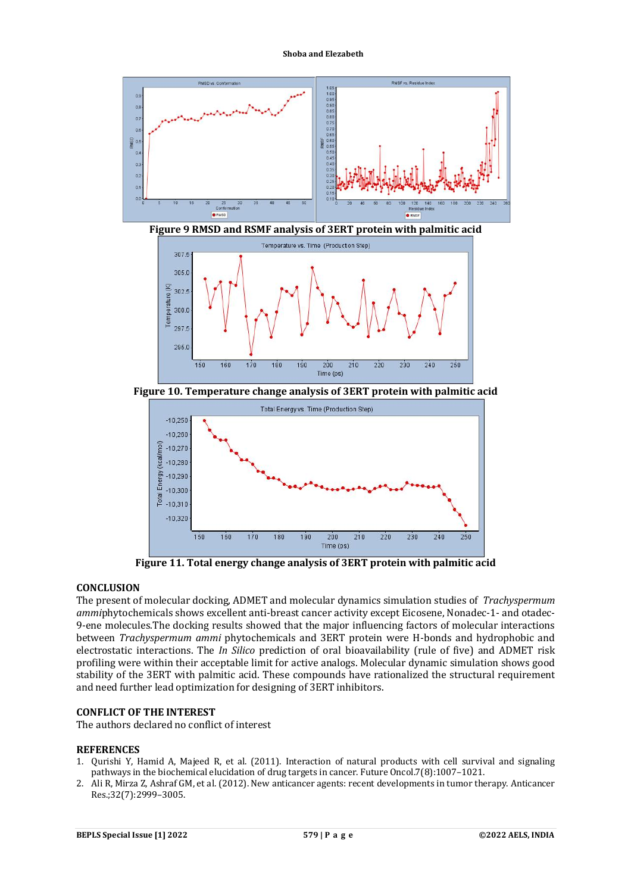**Figure 9 RMSD and RSMF analysis of 3ERT protein with palmitic acid**

**Figure 10. Temperature change analysis of 3ERT protein with palmitic acid**

**Figure 11. Total energy change analysis of 3ERT protein with palmitic acid**

## CONCLUSION

The present of molecular docking, ADMET and molecular dynamics simulation studies of *Trachyspermum ammi*phytochemicals shows excellent anti-breast cancer activity except Eicosene, Nonadec-1- and otadec-9-ene molecules.The docking results showed that the major influencing factors of molecular interactions between *Trachyspermum ammi* phytochemicals and 3ERT protein were H-bonds and hydrophobic and electrostatic interactions. The *In Silico* prediction of oral bioavailability (rule of five) and ADMET risk profiling were within their acceptable limit for active analogs. Molecular dynamic simulation shows good stability of the 3ERT with palmitic acid. These compounds have rationalized the structural requirement and need further lead optimization for designing of 3ERT inhibitors.

## CONFLICT OF THE INTEREST

The authors declared no conflict of interest

## REFERENCES

1. Qurishi Y, Hamid A, Majeed R, et al. (2011). Interaction of natural products with cell survival and signaling pathways in the biochemical elucidation of drug targets in cancer. Future Oncol.7(8):1007–1021.
2. Ali R, Mirza Z, Ashraf GM, et al. (2012). New anticancer agents: recent developments in tumor therapy. Anticancer Res.;32(7):2999–3005.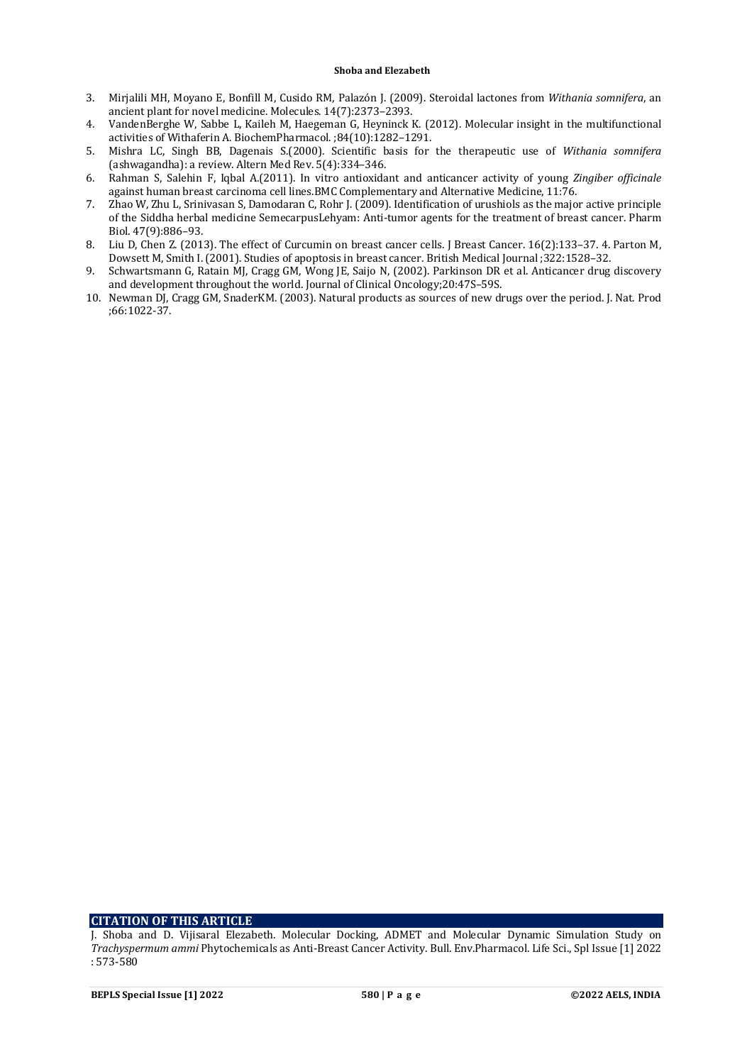3. Mirjalili MH, Moyano E, Bonfill M, Cusido RM, Palazón J. (2009). Steroidal lactones from *Withania somnifera*, an ancient plant for novel medicine. Molecules. 14(7):2373–2393.
4. VandenBerghe W, Sabbe L, Kaileh M, Haegeman G, Heyninck K. (2012). Molecular insight in the multifunctional activities of Withaferin A. BiochemPharmacol. ;84(10):1282–1291.
5. Mishra LC, Singh BB, Dagenais S.(2000). Scientific basis for the therapeutic use of *Withania somnifera* (ashwagandha): a review. Altern Med Rev. 5(4):334–346.
6. Rahman S, Salehin F, Iqbal A.(2011). In vitro antioxidant and anticancer activity of young *Zingiber officinale* against human breast carcinoma cell lines.BMC Complementary and Alternative Medicine, 11:76.
7. Zhao W, Zhu L, Srinivasan S, Damodaran C, Rohr J. (2009). Identification of urushiols as the major active principle of the Siddha herbal medicine SemecarpusLehyam: Anti-tumor agents for the treatment of breast cancer. Pharm Biol. 47(9):886–93.
8. Liu D, Chen Z. (2013). The effect of Curcumin on breast cancer cells. J Breast Cancer. 16(2):133–37. 4. Parton M, Dowsett M, Smith I. (2001). Studies of apoptosis in breast cancer. British Medical Journal ;322:1528–32.
9. Schwartsmann G, Ratain MJ, Cragg GM, Wong JE, Saijo N, (2002). Parkinson DR et al. Anticancer drug discovery and development throughout the world. Journal of Clinical Oncology;20:47S–59S.
10. Newman DJ, Cragg GM, SnaderKM. (2003). Natural products as sources of new drugs over the period. J. Nat. Prod ;66:1022-37.

## CITATION OF THIS ARTICLE

J. Shoba and D. Vijisaral Elezabeth. Molecular Docking, ADMET and Molecular Dynamic Simulation Study on *Trachyspermum ammi* Phytochemicals as Anti-Breast Cancer Activity. Bull. Env.Pharmacol. Life Sci., Spl Issue [1] 2022 : 573-580